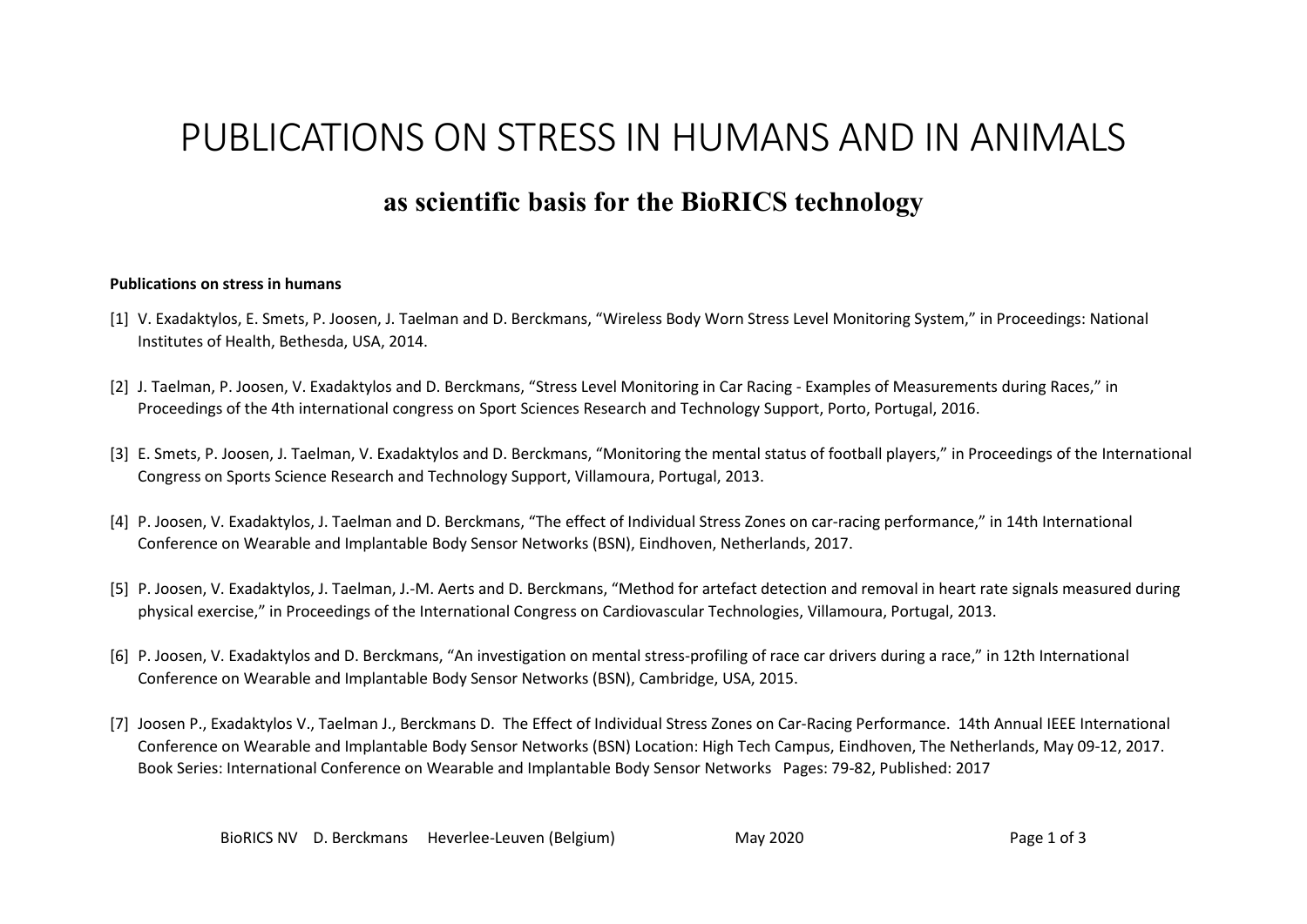# PUBLICATIONS ON STRESS IN HUMANS AND IN ANIMALS

## as scientific basis for the BioRICS technology

**Publications on stress in humans**

[1] V. Exadaktylos, E. Smets, P. Joosen, J. Taelman and D. Berckmans, "Wireless Body Worn Stress Level Monitoring System," in Proceedings: National Institutes of Health, Bethesda, USA, 2014.

[2] J. Taelman, P. Joosen, V. Exadaktylos and D. Berckmans, "Stress Level Monitoring in Car Racing - Examples of Measurements during Races," in Proceedings of the 4th international congress on Sport Sciences Research and Technology Support, Porto, Portugal, 2016.

[3] E. Smets, P. Joosen, J. Taelman, V. Exadaktylos and D. Berckmans, "Monitoring the mental status of football players," in Proceedings of the International Congress on Sports Science Research and Technology Support, Villamoura, Portugal, 2013.

[4] P. Joosen, V. Exadaktylos, J. Taelman and D. Berckmans, "The effect of Individual Stress Zones on car-racing performance," in 14th International Conference on Wearable and Implantable Body Sensor Networks (BSN), Eindhoven, Netherlands, 2017.

[5] P. Joosen, V. Exadaktylos, J. Taelman, J.-M. Aerts and D. Berckmans, "Method for artefact detection and removal in heart rate signals measured during physical exercise," in Proceedings of the International Congress on Cardiovascular Technologies, Villamoura, Portugal, 2013.

[6] P. Joosen, V. Exadaktylos and D. Berckmans, "An investigation on mental stress-profiling of race car drivers during a race," in 12th International Conference on Wearable and Implantable Body Sensor Networks (BSN), Cambridge, USA, 2015.

[7] Joosen P., Exadaktylos V., Taelman J., Berckmans D. The Effect of Individual Stress Zones on Car-Racing Performance. 14th Annual IEEE International Conference on Wearable and Implantable Body Sensor Networks (BSN) Location: High Tech Campus, Eindhoven, The Netherlands, May 09-12, 2017. Book Series: International Conference on Wearable and Implantable Body Sensor Networks Pages: 79-82, Published: 2017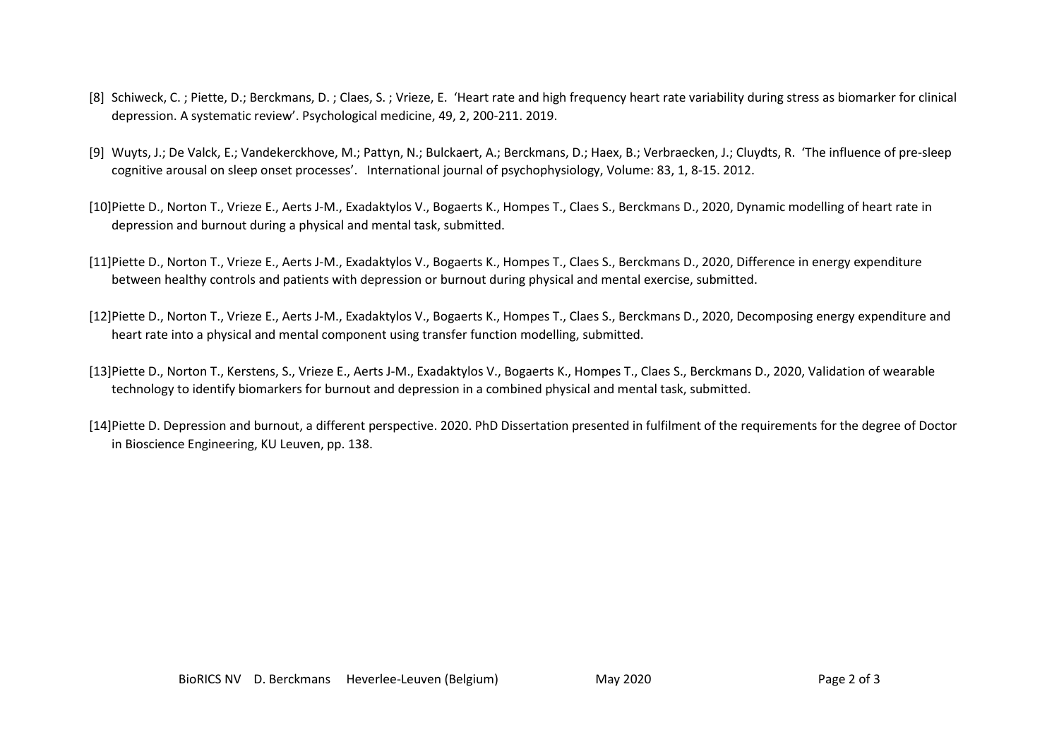[8] Schiweck, C. ; Piette, D.; Berckmans, D. ; Claes, S. ; Vrieze, E. 'Heart rate and high frequency heart rate variability during stress as biomarker for clinical depression. A systematic review'. Psychological medicine, 49, 2, 200-211. 2019.

[9] Wuyts, J.; De Valck, E.; Vandekerckhove, M.; Pattyn, N.; Bulckaert, A.; Berckmans, D.; Haex, B.; Verbraecken, J.; Cluydts, R. 'The influence of pre-sleep cognitive arousal on sleep onset processes'. International journal of psychophysiology, Volume: 83, 1, 8-15. 2012.

[10] Piette D., Norton T., Vrieze E., Aerts J-M., Exadaktylos V., Bogaerts K., Hompes T., Claes S., Berckmans D., 2020, Dynamic modelling of heart rate in depression and burnout during a physical and mental task, submitted.

[11] Piette D., Norton T., Vrieze E., Aerts J-M., Exadaktylos V., Bogaerts K., Hompes T., Claes S., Berckmans D., 2020, Difference in energy expenditure between healthy controls and patients with depression or burnout during physical and mental exercise, submitted.

[12] Piette D., Norton T., Vrieze E., Aerts J-M., Exadaktylos V., Bogaerts K., Hompes T., Claes S., Berckmans D., 2020, Decomposing energy expenditure and heart rate into a physical and mental component using transfer function modelling, submitted.

[13] Piette D., Norton T., Kerstens, S., Vrieze E., Aerts J-M., Exadaktylos V., Bogaerts K., Hompes T., Claes S., Berckmans D., 2020, Validation of wearable technology to identify biomarkers for burnout and depression in a combined physical and mental task, submitted.

[14] Piette D. Depression and burnout, a different perspective. 2020. PhD Dissertation presented in fulfilment of the requirements for the degree of Doctor in Bioscience Engineering, KU Leuven, pp. 138.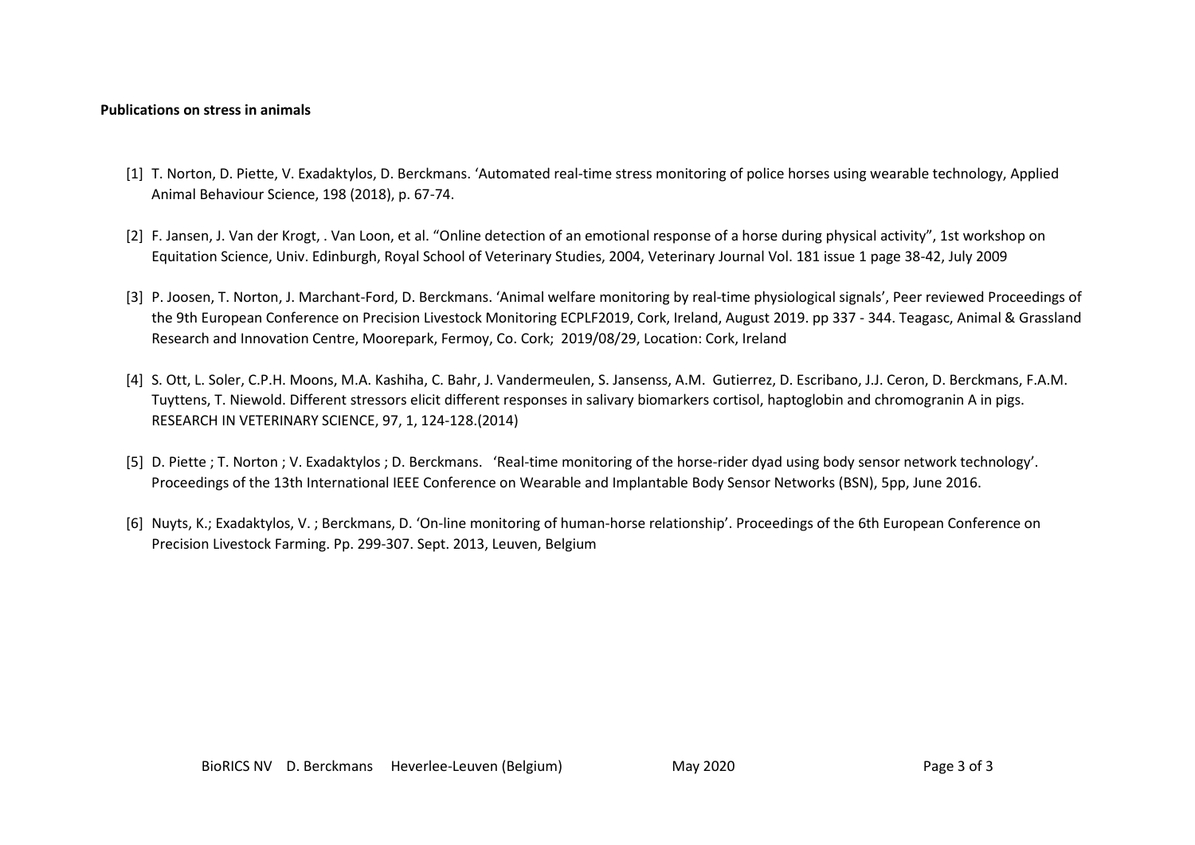**Publications on stress in animals**

[1] T. Norton, D. Piette, V. Exadaktylos, D. Berckmans. 'Automated real-time stress monitoring of police horses using wearable technology, Applied Animal Behaviour Science, 198 (2018), p. 67-74.

[2] F. Jansen, J. Van der Krogt, . Van Loon, et al. "Online detection of an emotional response of a horse during physical activity", 1st workshop on Equitation Science, Univ. Edinburgh, Royal School of Veterinary Studies, 2004, Veterinary Journal Vol. 181 issue 1 page 38-42, July 2009

[3] P. Joosen, T. Norton, J. Marchant-Ford, D. Berckmans. 'Animal welfare monitoring by real-time physiological signals', Peer reviewed Proceedings of the 9th European Conference on Precision Livestock Monitoring ECPLF2019, Cork, Ireland, August 2019. pp 337 - 344. Teagasc, Animal & Grassland Research and Innovation Centre, Moorepark, Fermoy, Co. Cork; 2019/08/29, Location: Cork, Ireland

[4] S. Ott, L. Soler, C.P.H. Moons, M.A. Kashiha, C. Bahr, J. Vandermeulen, S. Jansenss, A.M. Gutierrez, D. Escribano, J.J. Ceron, D. Berckmans, F.A.M. Tuyttens, T. Niewold. Different stressors elicit different responses in salivary biomarkers cortisol, haptoglobin and chromogranin A in pigs. RESEARCH IN VETERINARY SCIENCE, 97, 1, 124-128.(2014)

[5] D. Piette ; T. Norton ; V. Exadaktylos ; D. Berckmans. 'Real-time monitoring of the horse-rider dyad using body sensor network technology'. Proceedings of the 13th International IEEE Conference on Wearable and Implantable Body Sensor Networks (BSN), 5pp, June 2016.

[6] Nuyts, K.; Exadaktylos, V. ; Berckmans, D. 'On-line monitoring of human-horse relationship'. Proceedings of the 6th European Conference on Precision Livestock Farming. Pp. 299-307. Sept. 2013, Leuven, Belgium